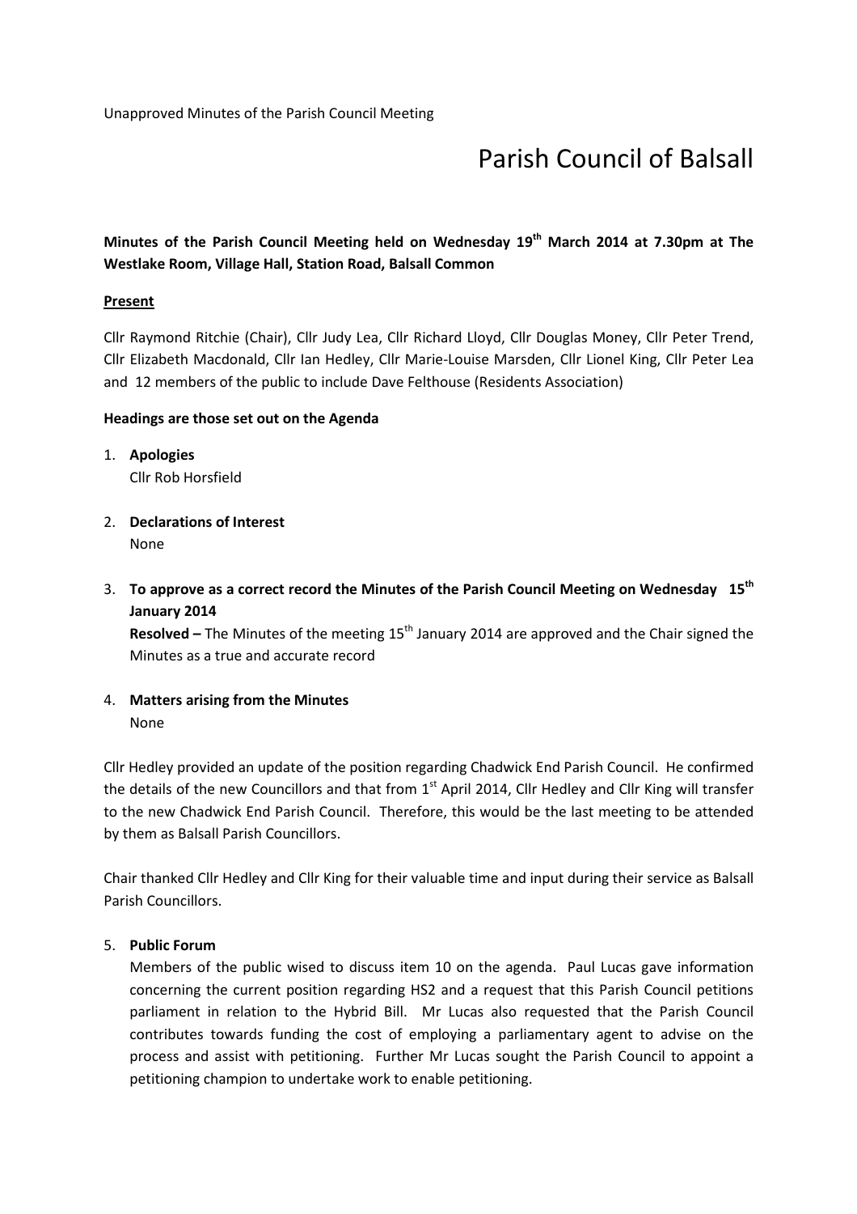Unapproved Minutes of the Parish Council Meeting

# Parish Council of Balsall

**Minutes of the Parish Council Meeting held on Wednesday 19th March 2014 at 7.30pm at The Westlake Room, Village Hall, Station Road, Balsall Common**

**Present**

Cllr Raymond Ritchie (Chair), Cllr Judy Lea, Cllr Richard Lloyd, Cllr Douglas Money, Cllr Peter Trend, Cllr Elizabeth Macdonald, Cllr Ian Hedley, Cllr Marie-Louise Marsden, Cllr Lionel King, Cllr Peter Lea and 12 members of the public to include Dave Felthouse (Residents Association)

**Headings are those set out on the Agenda**

1. **Apologies**
   Cllr Rob Horsfield

2. **Declarations of Interest**
   None

3. **To approve as a correct record the Minutes of the Parish Council Meeting on Wednesday 15th January 2014**
   **Resolved –** The Minutes of the meeting 15th January 2014 are approved and the Chair signed the Minutes as a true and accurate record

4. **Matters arising from the Minutes**
   None

Cllr Hedley provided an update of the position regarding Chadwick End Parish Council. He confirmed the details of the new Councillors and that from 1st April 2014, Cllr Hedley and Cllr King will transfer to the new Chadwick End Parish Council. Therefore, this would be the last meeting to be attended by them as Balsall Parish Councillors.

Chair thanked Cllr Hedley and Cllr King for their valuable time and input during their service as Balsall Parish Councillors.

5. **Public Forum**
   Members of the public wised to discuss item 10 on the agenda. Paul Lucas gave information concerning the current position regarding HS2 and a request that this Parish Council petitions parliament in relation to the Hybrid Bill. Mr Lucas also requested that the Parish Council contributes towards funding the cost of employing a parliamentary agent to advise on the process and assist with petitioning. Further Mr Lucas sought the Parish Council to appoint a petitioning champion to undertake work to enable petitioning.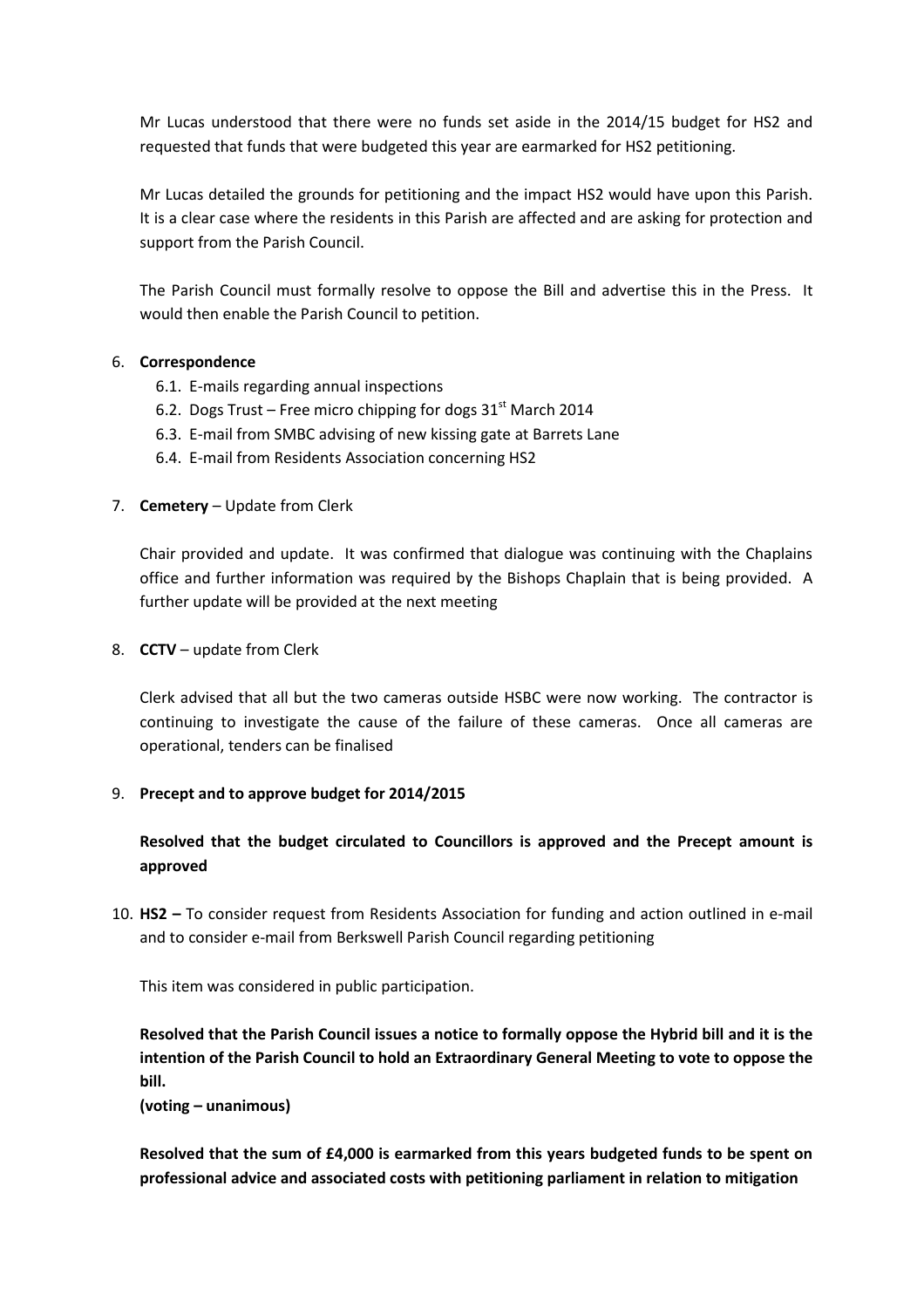Mr Lucas understood that there were no funds set aside in the 2014/15 budget for HS2 and requested that funds that were budgeted this year are earmarked for HS2 petitioning.

Mr Lucas detailed the grounds for petitioning and the impact HS2 would have upon this Parish. It is a clear case where the residents in this Parish are affected and are asking for protection and support from the Parish Council.

The Parish Council must formally resolve to oppose the Bill and advertise this in the Press. It would then enable the Parish Council to petition.

6. **Correspondence**
   - 6.1. E-mails regarding annual inspections
   - 6.2. Dogs Trust – Free micro chipping for dogs 31st March 2014
   - 6.3. E-mail from SMBC advising of new kissing gate at Barrets Lane
   - 6.4. E-mail from Residents Association concerning HS2

7. **Cemetery** – Update from Clerk

   Chair provided and update. It was confirmed that dialogue was continuing with the Chaplains office and further information was required by the Bishops Chaplain that is being provided. A further update will be provided at the next meeting

8. **CCTV** – update from Clerk

   Clerk advised that all but the two cameras outside HSBC were now working. The contractor is continuing to investigate the cause of the failure of these cameras. Once all cameras are operational, tenders can be finalised

9. **Precept and to approve budget for 2014/2015**

   **Resolved that the budget circulated to Councillors is approved and the Precept amount is approved**

10. **HS2 –** To consider request from Residents Association for funding and action outlined in e-mail and to consider e-mail from Berkswell Parish Council regarding petitioning

    This item was considered in public participation.

    **Resolved that the Parish Council issues a notice to formally oppose the Hybrid bill and it is the intention of the Parish Council to hold an Extraordinary General Meeting to vote to oppose the bill.**
    **(voting – unanimous)**

    **Resolved that the sum of £4,000 is earmarked from this years budgeted funds to be spent on professional advice and associated costs with petitioning parliament in relation to mitigation**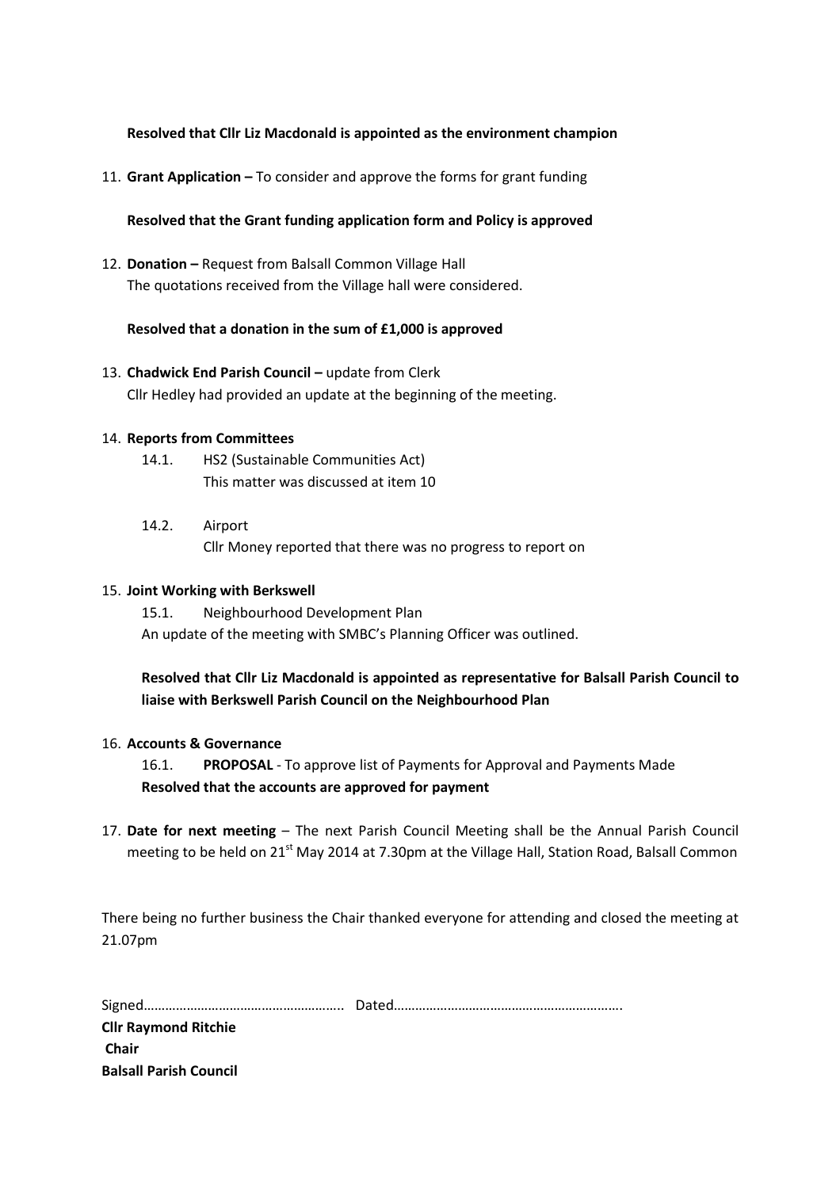**Resolved that Cllr Liz Macdonald is appointed as the environment champion**

11. **Grant Application –** To consider and approve the forms for grant funding

    **Resolved that the Grant funding application form and Policy is approved**

12. **Donation –** Request from Balsall Common Village Hall
    The quotations received from the Village hall were considered.

    **Resolved that a donation in the sum of £1,000 is approved**

13. **Chadwick End Parish Council –** update from Clerk
    Cllr Hedley had provided an update at the beginning of the meeting.

14. **Reports from Committees**
    14.1. HS2 (Sustainable Communities Act)
    This matter was discussed at item 10

    14.2. Airport
    Cllr Money reported that there was no progress to report on

15. **Joint Working with Berkswell**
    15.1. Neighbourhood Development Plan
    An update of the meeting with SMBC's Planning Officer was outlined.

    **Resolved that Cllr Liz Macdonald is appointed as representative for Balsall Parish Council to liaise with Berkswell Parish Council on the Neighbourhood Plan**

16. **Accounts & Governance**
    16.1. **PROPOSAL** - To approve list of Payments for Approval and Payments Made
    **Resolved that the accounts are approved for payment**

17. **Date for next meeting** – The next Parish Council Meeting shall be the Annual Parish Council meeting to be held on 21st May 2014 at 7.30pm at the Village Hall, Station Road, Balsall Common

There being no further business the Chair thanked everyone for attending and closed the meeting at 21.07pm

Signed……………………………………………….. Dated……………………………………………………….

**Cllr Raymond Ritchie**
**Chair**
**Balsall Parish Council**